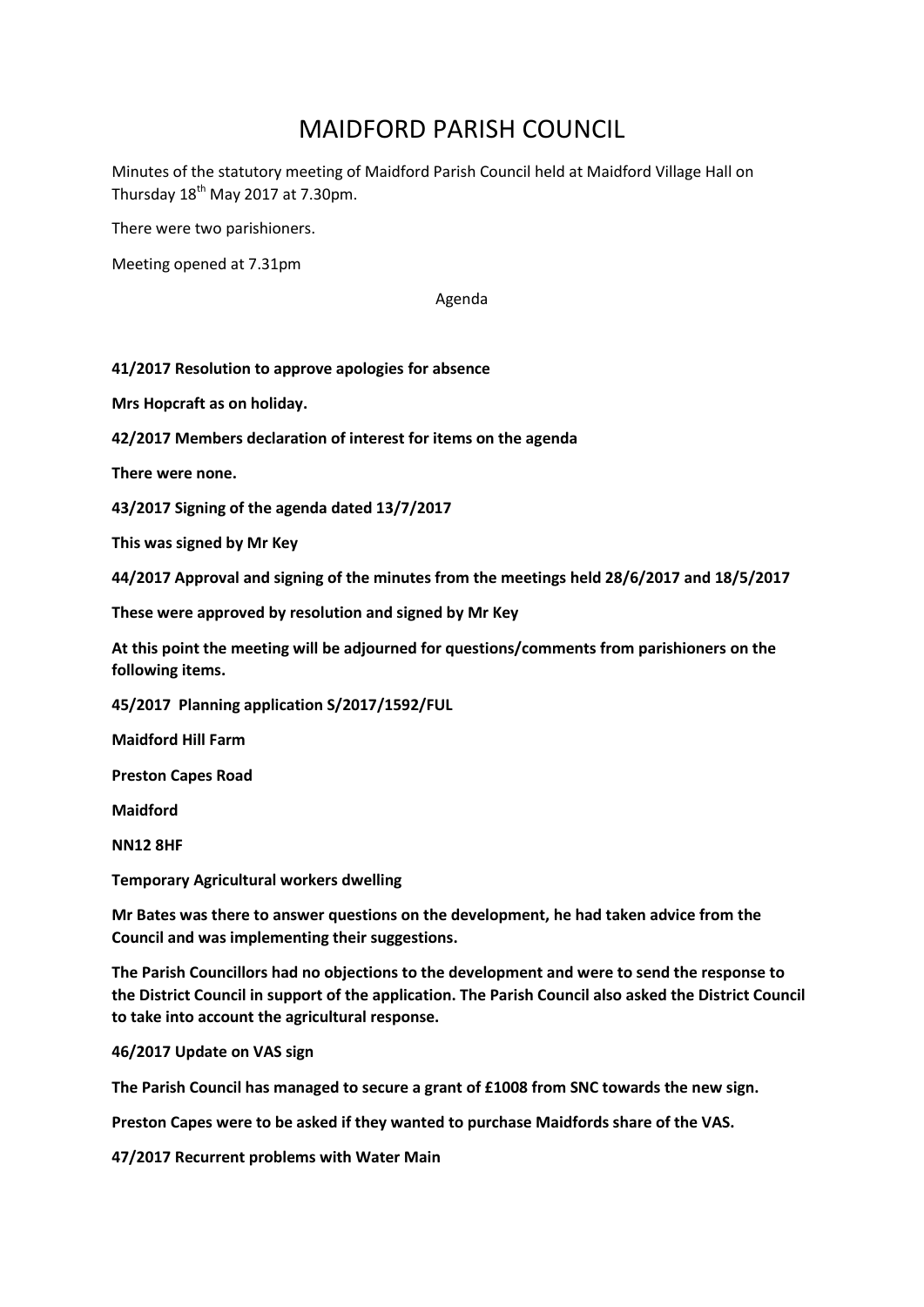# MAIDFORD PARISH COUNCIL

Minutes of the statutory meeting of Maidford Parish Council held at Maidford Village Hall on Thursday 18th May 2017 at 7.30pm.

There were two parishioners.

Meeting opened at 7.31pm

Agenda

**41/2017 Resolution to approve apologies for absence**

**Mrs Hopcraft as on holiday.**

**42/2017 Members declaration of interest for items on the agenda**

**There were none.**

**43/2017 Signing of the agenda dated 13/7/2017**

**This was signed by Mr Key**

**44/2017 Approval and signing of the minutes from the meetings held 28/6/2017 and 18/5/2017**

**These were approved by resolution and signed by Mr Key**

**At this point the meeting will be adjourned for questions/comments from parishioners on the following items.**

**45/2017 Planning application S/2017/1592/FUL**

**Maidford Hill Farm**

**Preston Capes Road**

**Maidford**

**NN12 8HF**

**Temporary Agricultural workers dwelling**

**Mr Bates was there to answer questions on the development, he had taken advice from the Council and was implementing their suggestions.**

**The Parish Councillors had no objections to the development and were to send the response to the District Council in support of the application. The Parish Council also asked the District Council to take into account the agricultural response.**

**46/2017 Update on VAS sign**

**The Parish Council has managed to secure a grant of £1008 from SNC towards the new sign.**

**Preston Capes were to be asked if they wanted to purchase Maidfords share of the VAS.**

**47/2017 Recurrent problems with Water Main**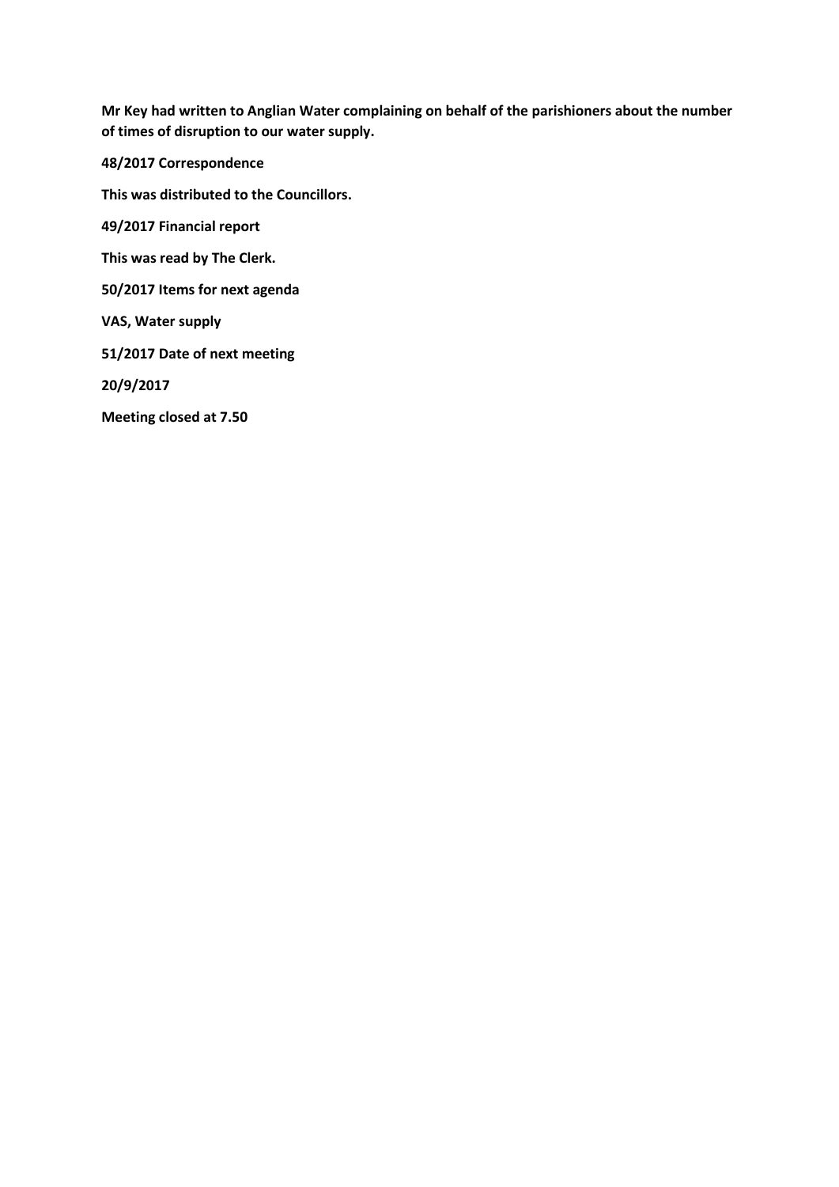**Mr Key had written to Anglian Water complaining on behalf of the parishioners about the number of times of disruption to our water supply.**

**48/2017 Correspondence**

**This was distributed to the Councillors.**

**49/2017 Financial report**

**This was read by The Clerk.**

**50/2017 Items for next agenda**

**VAS, Water supply**

**51/2017 Date of next meeting**

**20/9/2017**

**Meeting closed at 7.50**